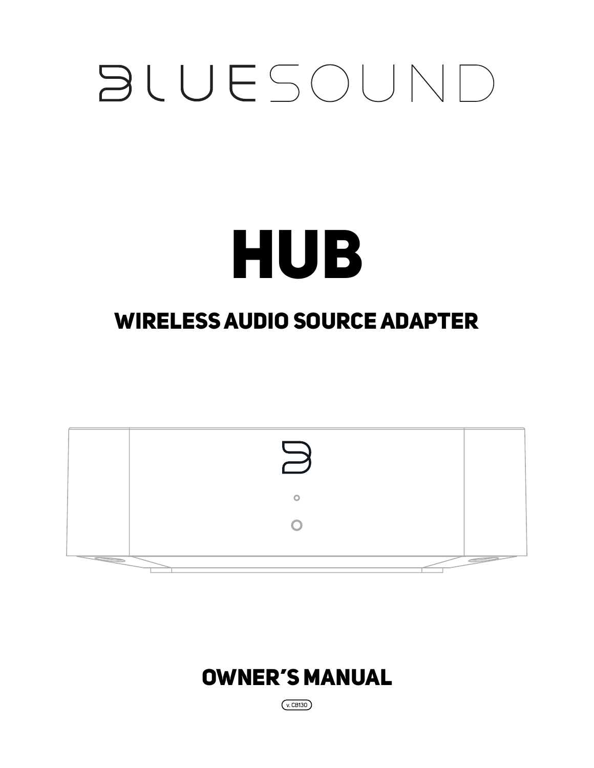# BLUESOUND

# HUB

## WIRELESS AUDIO SOURCE ADAPTER

## OWNER'S MANUAL

v. CB130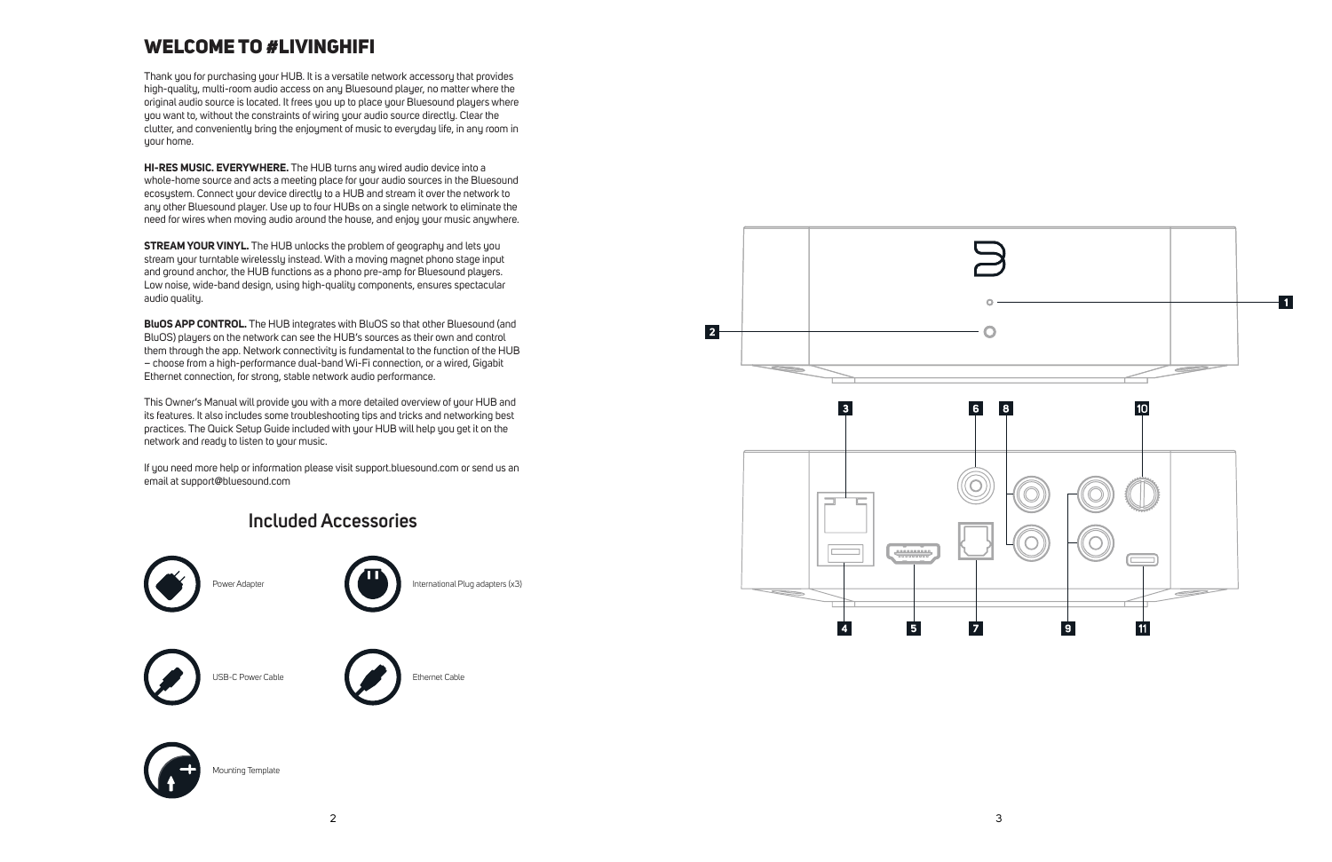# WELCOME TO #LIVINGHIFI

Thank you for purchasing your HUB. It is a versatile network accessory that provides high-quality, multi-room audio access on any Bluesound player, no matter where the original audio source is located. It frees you up to place your Bluesound players where you want to, without the constraints of wiring your audio source directly. Clear the clutter, and conveniently bring the enjoyment of music to everyday life, in any room in your home.

**HI-RES MUSIC. EVERYWHERE.** The HUB turns any wired audio device into a whole-home source and acts a meeting place for your audio sources in the Bluesound ecosystem. Connect your device directly to a HUB and stream it over the network to any other Bluesound player. Use up to four HUBs on a single network to eliminate the need for wires when moving audio around the house, and enjoy your music anywhere.

**STREAM YOUR VINYL.** The HUB unlocks the problem of geography and lets you stream your turntable wirelessly instead. With a moving magnet phono stage input and ground anchor, the HUB functions as a phono pre-amp for Bluesound players. Low noise, wide-band design, using high-quality components, ensures spectacular audio quality.

**BluOS APP CONTROL.** The HUB integrates with BluOS so that other Bluesound (and BluOS) players on the network can see the HUB's sources as their own and control them through the app. Network connectivity is fundamental to the function of the HUB – choose from a high-performance dual-band Wi-Fi connection, or a wired, Gigabit Ethernet connection, for strong, stable network audio performance.

This Owner's Manual will provide you with a more detailed overview of your HUB and its features. It also includes some troubleshooting tips and tricks and networking best practices. The Quick Setup Guide included with your HUB will help you get it on the network and ready to listen to your music.

If you need more help or information please visit support.bluesound.com or send us an email at support@bluesound.com

## Included Accessories

- Power Adapter
- International Plug adapters (x3)
- USB-C Power Cable
- Ethernet Cable
- Mounting Template

1

2

3 6 8 10

4 5 7 9 11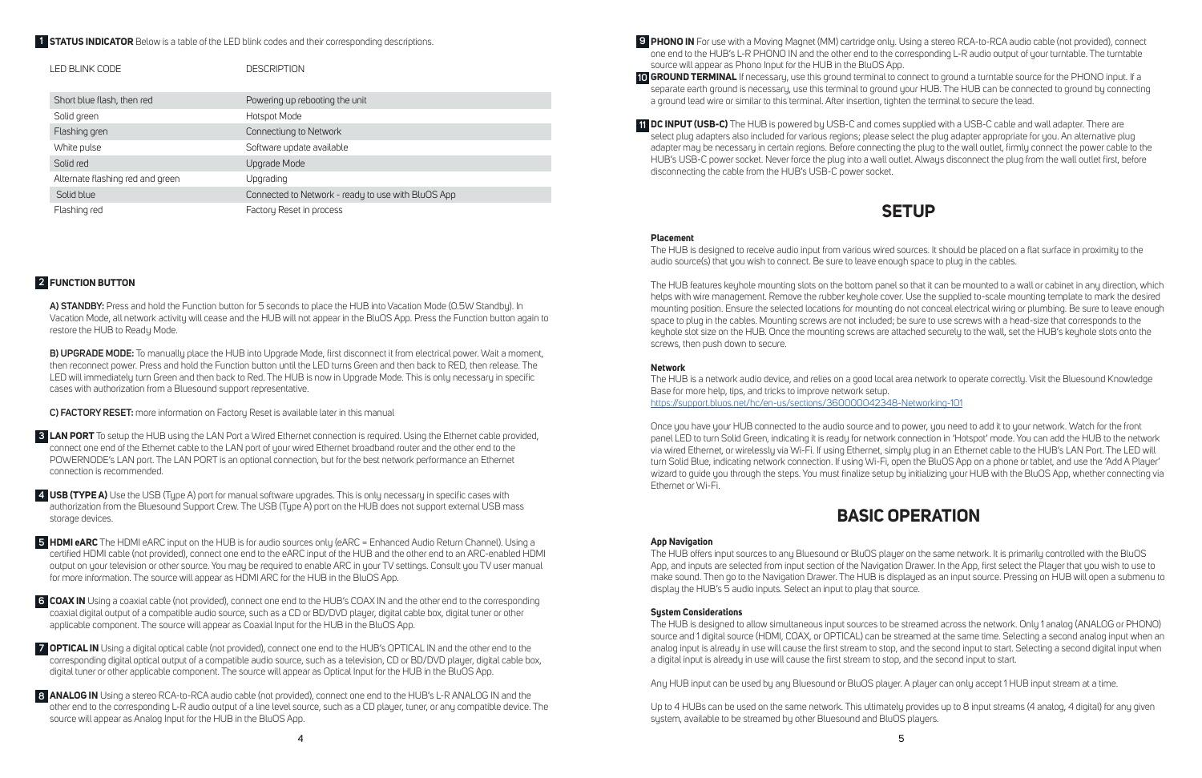**1 STATUS INDICATOR** Below is a table of the LED blink codes and their corresponding descriptions.

| LED BLINK CODE | DESCRIPTION |
|---|---|
| Short blue flash, then red | Powering up rebooting the unit |
| Solid green | Hotspot Mode |
| Flashing gren | Connectiung to Network |
| White pulse | Software update available |
| Solid red | Upgrade Mode |
| Alternate flashing red and green | Upgrading |
| Solid blue | Connected to Network - ready to use with BluOS App |
| Flashing red | Factory Reset in process |

**2 FUNCTION BUTTON**

**A) STANDBY:** Press and hold the Function button for 5 seconds to place the HUB into Vacation Mode (0.5W Standby). In Vacation Mode, all network activity will cease and the HUB will not appear in the BluOS App. Press the Function button again to restore the HUB to Ready Mode.

**B) UPGRADE MODE:** To manually place the HUB into Upgrade Mode, first disconnect it from electrical power. Wait a moment, then reconnect power. Press and hold the Function button until the LED turns Green and then back to RED, then release. The LED will immediately turn Green and then back to Red. The HUB is now in Upgrade Mode. This is only necessary in specific cases with authorization from a Bluesound support representative.

**C) FACTORY RESET:** more information on Factory Reset is available later in this manual

**3 LAN PORT** To setup the HUB using the LAN Port a Wired Ethernet connection is required. Using the Ethernet cable provided, connect one end of the Ethernet cable to the LAN port of your wired Ethernet broadband router and the other end to the POWERNODE's LAN port. The LAN PORT is an optional connection, but for the best network performance an Ethernet connection is recommended.

**4 USB (TYPE A)** Use the USB (Type A) port for manual software upgrades. This is only necessary in specific cases with authorization from the Bluesound Support Crew. The USB (Type A) port on the HUB does not support external USB mass storage devices.

**5 HDMI eARC** The HDMI eARC input on the HUB is for audio sources only (eARC = Enhanced Audio Return Channel). Using a certified HDMI cable (not provided), connect one end to the eARC input of the HUB and the other end to an ARC-enabled HDMI output on your television or other source. You may be required to enable ARC in your TV settings. Consult you TV user manual for more information. The source will appear as HDMI ARC for the HUB in the BluOS App.

**6 COAX IN** Using a coaxial cable (not provided), connect one end to the HUB's COAX IN and the other end to the corresponding coaxial digital output of a compatible audio source, such as a CD or BD/DVD player, digital cable box, digital tuner or other applicable component. The source will appear as Coaxial Input for the HUB in the BluOS App.

**7 OPTICAL IN** Using a digital optical cable (not provided), connect one end to the HUB's OPTICAL IN and the other end to the corresponding digital optical output of a compatible audio source, such as a television, CD or BD/DVD player, digital cable box, digital tuner or other applicable component. The source will appear as Optical Input for the HUB in the BluOS App.

**8 ANALOG IN** Using a stereo RCA-to-RCA audio cable (not provided), connect one end to the HUB's L-R ANALOG IN and the other end to the corresponding L-R audio output of a line level source, such as a CD player, tuner, or any compatible device. The source will appear as Analog Input for the HUB in the BluOS App.

**9 PHONO IN** For use with a Moving Magnet (MM) cartridge only. Using a stereo RCA-to-RCA audio cable (not provided), connect one end to the HUB's L-R PHONO IN and the other end to the corresponding L-R audio output of your turntable. The turntable source will appear as Phono Input for the HUB in the BluOS App.

**10 GROUND TERMINAL** If necessary, use this ground terminal to connect to ground a turntable source for the PHONO input. If a separate earth ground is necessary, use this terminal to ground your HUB. The HUB can be connected to ground by connecting a ground lead wire or similar to this terminal. After insertion, tighten the terminal to secure the lead.

**11 DC INPUT (USB-C)** The HUB is powered by USB-C and comes supplied with a USB-C cable and wall adapter. There are select plug adapters also included for various regions; please select the plug adapter appropriate for you. An alternative plug adapter may be necessary in certain regions. Before connecting the plug to the wall outlet, firmly connect the power cable to the HUB's USB-C power socket. Never force the plug into a wall outlet. Always disconnect the plug from the wall outlet first, before disconnecting the cable from the HUB's USB-C power socket.

# SETUP

**Placement**

The HUB is designed to receive audio input from various wired sources. It should be placed on a flat surface in proximity to the audio source(s) that you wish to connect. Be sure to leave enough space to plug in the cables.

The HUB features keyhole mounting slots on the bottom panel so that it can be mounted to a wall or cabinet in any direction, which helps with wire management. Remove the rubber keyhole cover. Use the supplied to-scale mounting template to mark the desired mounting position. Ensure the selected locations for mounting do not conceal electrical wiring or plumbing. Be sure to leave enough space to plug in the cables. Mounting screws are not included; be sure to use screws with a head-size that corresponds to the keyhole slot size on the HUB. Once the mounting screws are attached securely to the wall, set the HUB's keyhole slots onto the screws, then push down to secure.

**Network**

The HUB is a network audio device, and relies on a good local area network to operate correctly. Visit the Bluesound Knowledge Base for more help, tips, and tricks to improve network setup.
https://support.bluos.net/hc/en-us/sections/360000042348-Networking-101

Once you have your HUB connected to the audio source and to power, you need to add it to your network. Watch for the front panel LED to turn Solid Green, indicating it is ready for network connection in 'Hotspot' mode. You can add the HUB to the network via wired Ethernet, or wirelessly via Wi-Fi. If using Ethernet, simply plug in an Ethernet cable to the HUB's LAN Port. The LED will turn Solid Blue, indicating network connection. If using Wi-Fi, open the BluOS App on a phone or tablet, and use the 'Add A Player' wizard to guide you through the steps. You must finalize setup by initializing your HUB with the BluOS App, whether connecting via Ethernet or Wi-Fi.

# BASIC OPERATION

**App Navigation**

The HUB offers input sources to any Bluesound or BluOS player on the same network. It is primarily controlled with the BluOS App, and inputs are selected from input section of the Navigation Drawer. In the App, first select the Player that you wish to use to make sound. Then go to the Navigation Drawer. The HUB is displayed as an input source. Pressing on HUB will open a submenu to display the HUB's 5 audio inputs. Select an input to play that source.

**System Considerations**

The HUB is designed to allow simultaneous input sources to be streamed across the network. Only 1 analog (ANALOG or PHONO) source and 1 digital source (HDMI, COAX, or OPTICAL) can be streamed at the same time. Selecting a second analog input when an analog input is already in use will cause the first stream to stop, and the second input to start. Selecting a second digital input when a digital input is already in use will cause the first stream to stop, and the second input to start.

Any HUB input can be used by any Bluesound or BluOS player. A player can only accept 1 HUB input stream at a time.

Up to 4 HUBs can be used on the same network. This ultimately provides up to 8 input streams (4 analog, 4 digital) for any given system, available to be streamed by other Bluesound and BluOS players.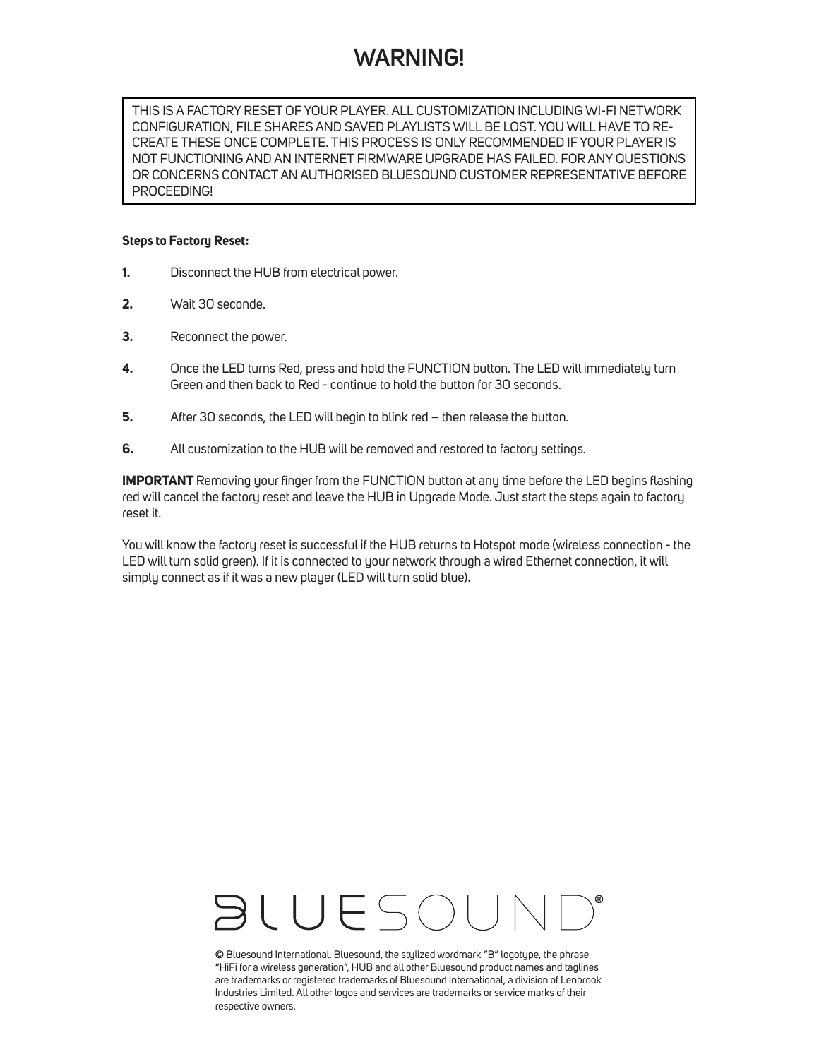# WARNING!

THIS IS A FACTORY RESET OF YOUR PLAYER. ALL CUSTOMIZATION INCLUDING WI-FI NETWORK CONFIGURATION, FILE SHARES AND SAVED PLAYLISTS WILL BE LOST. YOU WILL HAVE TO RE-CREATE THESE ONCE COMPLETE. THIS PROCESS IS ONLY RECOMMENDED IF YOUR PLAYER IS NOT FUNCTIONING AND AN INTERNET FIRMWARE UPGRADE HAS FAILED. FOR ANY QUESTIONS OR CONCERNS CONTACT AN AUTHORISED BLUESOUND CUSTOMER REPRESENTATIVE BEFORE PROCEEDING!

**Steps to Factory Reset:**

1. Disconnect the HUB from electrical power.
2. Wait 30 seconde.
3. Reconnect the power.
4. Once the LED turns Red, press and hold the FUNCTION button. The LED will immediately turn Green and then back to Red - continue to hold the button for 30 seconds.
5. After 30 seconds, the LED will begin to blink red – then release the button.
6. All customization to the HUB will be removed and restored to factory settings.

**IMPORTANT** Removing your finger from the FUNCTION button at any time before the LED begins flashing red will cancel the factory reset and leave the HUB in Upgrade Mode. Just start the steps again to factory reset it.

You will know the factory reset is successful if the HUB returns to Hotspot mode (wireless connection - the LED will turn solid green). If it is connected to your network through a wired Ethernet connection, it will simply connect as if it was a new player (LED will turn solid blue).

BLUESOUND®

© Bluesound International. Bluesound, the stylized wordmark "B" logotype, the phrase "HiFi for a wireless generation", HUB and all other Bluesound product names and taglines are trademarks or registered trademarks of Bluesound International, a division of Lenbrook Industries Limited. All other logos and services are trademarks or service marks of their respective owners.